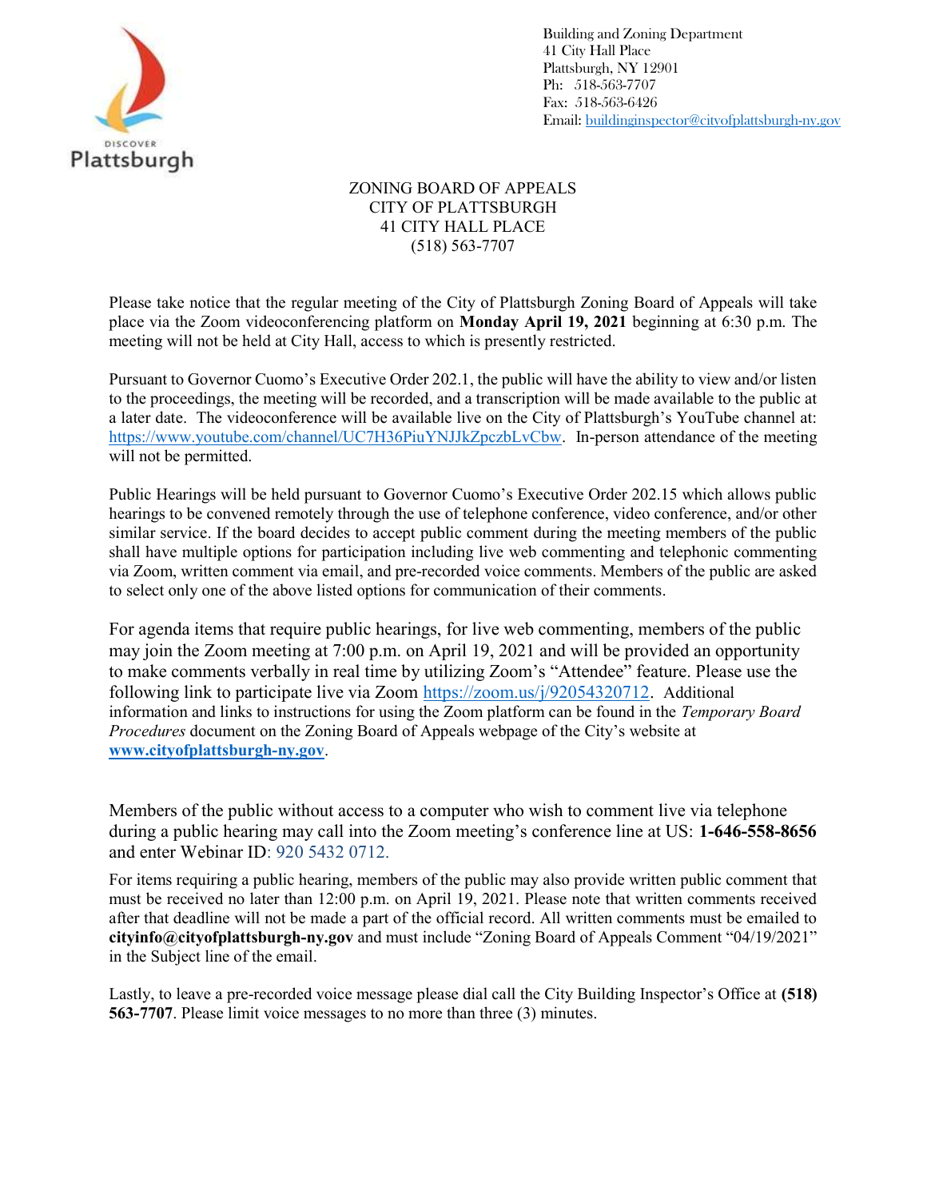Building and Zoning Department
41 City Hall Place
Plattsburgh, NY 12901
Ph: 518-563-7707
Fax: 518-563-6426
Email: buildinginspector@cityofplattsburgh-ny.gov

ZONING BOARD OF APPEALS
CITY OF PLATTSBURGH
41 CITY HALL PLACE
(518) 563-7707

Please take notice that the regular meeting of the City of Plattsburgh Zoning Board of Appeals will take place via the Zoom videoconferencing platform on **Monday April 19, 2021** beginning at 6:30 p.m. The meeting will not be held at City Hall, access to which is presently restricted.

Pursuant to Governor Cuomo's Executive Order 202.1, the public will have the ability to view and/or listen to the proceedings, the meeting will be recorded, and a transcription will be made available to the public at a later date. The videoconference will be available live on the City of Plattsburgh's YouTube channel at: https://www.youtube.com/channel/UC7H36PiuYNJJkZpczbLvCbw. In-person attendance of the meeting will not be permitted.

Public Hearings will be held pursuant to Governor Cuomo's Executive Order 202.15 which allows public hearings to be convened remotely through the use of telephone conference, video conference, and/or other similar service. If the board decides to accept public comment during the meeting members of the public shall have multiple options for participation including live web commenting and telephonic commenting via Zoom, written comment via email, and pre-recorded voice comments. Members of the public are asked to select only one of the above listed options for communication of their comments.

For agenda items that require public hearings, for live web commenting, members of the public may join the Zoom meeting at 7:00 p.m. on April 19, 2021 and will be provided an opportunity to make comments verbally in real time by utilizing Zoom's "Attendee" feature. Please use the following link to participate live via Zoom https://zoom.us/j/92054320712. Additional information and links to instructions for using the Zoom platform can be found in the *Temporary Board Procedures* document on the Zoning Board of Appeals webpage of the City's website at **www.cityofplattsburgh-ny.gov**.

Members of the public without access to a computer who wish to comment live via telephone during a public hearing may call into the Zoom meeting's conference line at US: **1-646-558-8656** and enter Webinar ID: 920 5432 0712.

For items requiring a public hearing, members of the public may also provide written public comment that must be received no later than 12:00 p.m. on April 19, 2021. Please note that written comments received after that deadline will not be made a part of the official record. All written comments must be emailed to **cityinfo@cityofplattsburgh-ny.gov** and must include "Zoning Board of Appeals Comment "04/19/2021" in the Subject line of the email.

Lastly, to leave a pre-recorded voice message please dial call the City Building Inspector's Office at **(518) 563-7707**. Please limit voice messages to no more than three (3) minutes.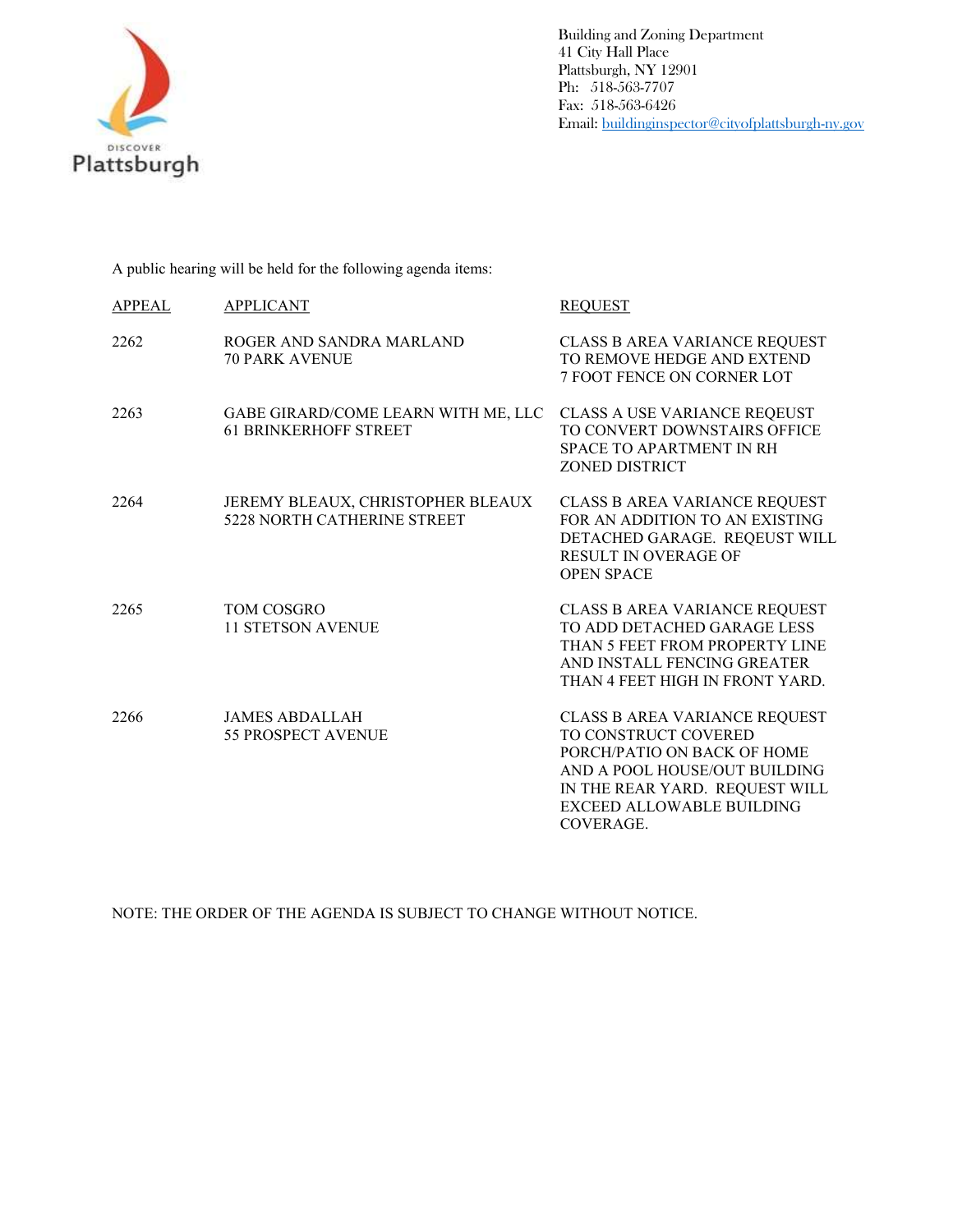Building and Zoning Department
41 City Hall Place
Plattsburgh, NY 12901
Ph: 518-563-7707
Fax: 518-563-6426
Email: buildinginspector@cityofplattsburgh-ny.gov

A public hearing will be held for the following agenda items:

| APPEAL | APPLICANT | REQUEST |
|---|---|---|
| 2262 | ROGER AND SANDRA MARLAND<br>70 PARK AVENUE | CLASS B AREA VARIANCE REQUEST TO REMOVE HEDGE AND EXTEND 7 FOOT FENCE ON CORNER LOT |
| 2263 | GABE GIRARD/COME LEARN WITH ME, LLC<br>61 BRINKERHOFF STREET | CLASS A USE VARIANCE REQEUST TO CONVERT DOWNSTAIRS OFFICE SPACE TO APARTMENT IN RH ZONED DISTRICT |
| 2264 | JEREMY BLEAUX, CHRISTOPHER BLEAUX<br>5228 NORTH CATHERINE STREET | CLASS B AREA VARIANCE REQUEST FOR AN ADDITION TO AN EXISTING DETACHED GARAGE. REQEUST WILL RESULT IN OVERAGE OF OPEN SPACE |
| 2265 | TOM COSGRO<br>11 STETSON AVENUE | CLASS B AREA VARIANCE REQUEST TO ADD DETACHED GARAGE LESS THAN 5 FEET FROM PROPERTY LINE AND INSTALL FENCING GREATER THAN 4 FEET HIGH IN FRONT YARD. |
| 2266 | JAMES ABDALLAH<br>55 PROSPECT AVENUE | CLASS B AREA VARIANCE REQUEST TO CONSTRUCT COVERED PORCH/PATIO ON BACK OF HOME AND A POOL HOUSE/OUT BUILDING IN THE REAR YARD. REQUEST WILL EXCEED ALLOWABLE BUILDING COVERAGE. |

NOTE: THE ORDER OF THE AGENDA IS SUBJECT TO CHANGE WITHOUT NOTICE.